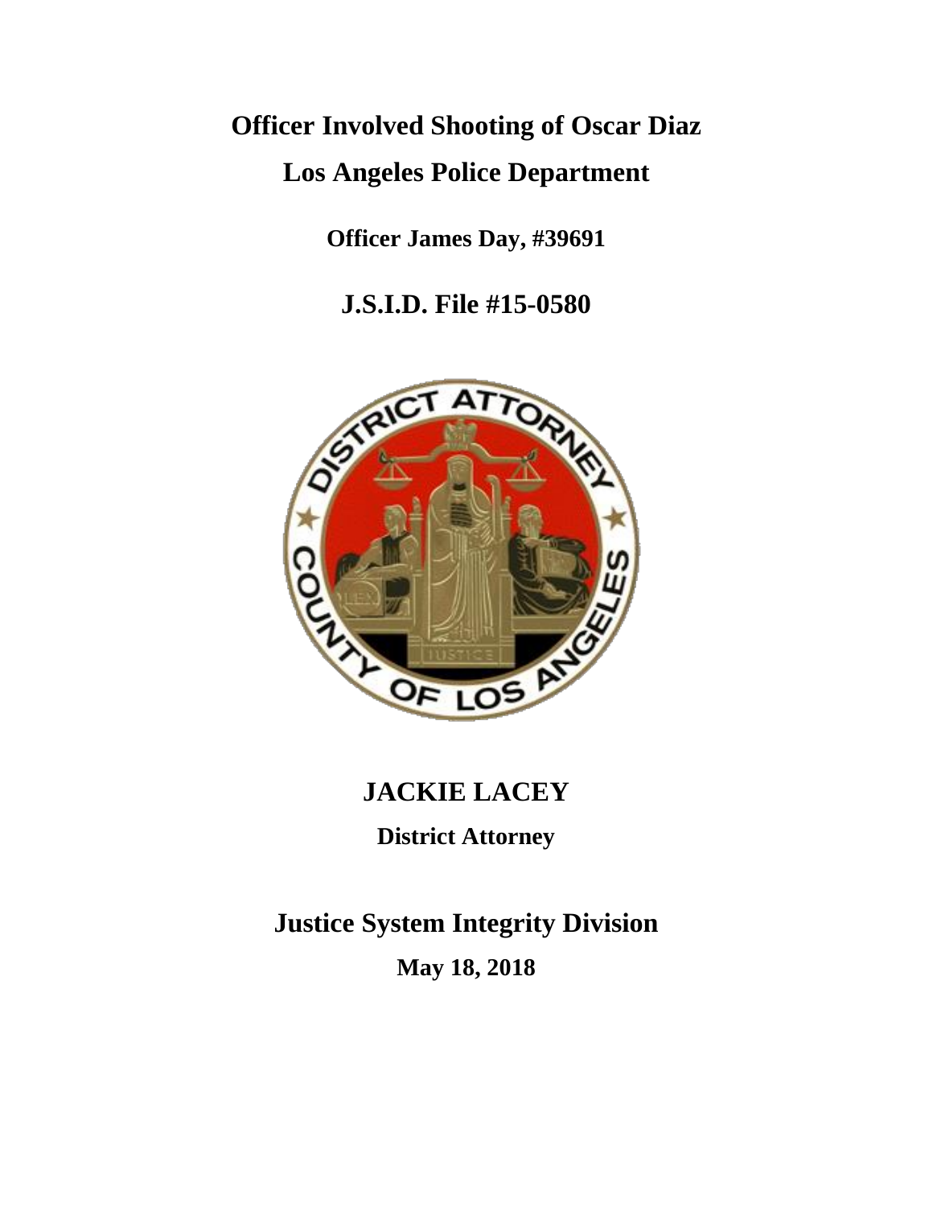# Officer Involved Shooting of Oscar Diaz

# Los Angeles Police Department

**Officer James Day, #39691**

## J.S.I.D. File #15-0580

## JACKIE LACEY

**District Attorney**

## Justice System Integrity Division

**May 18, 2018**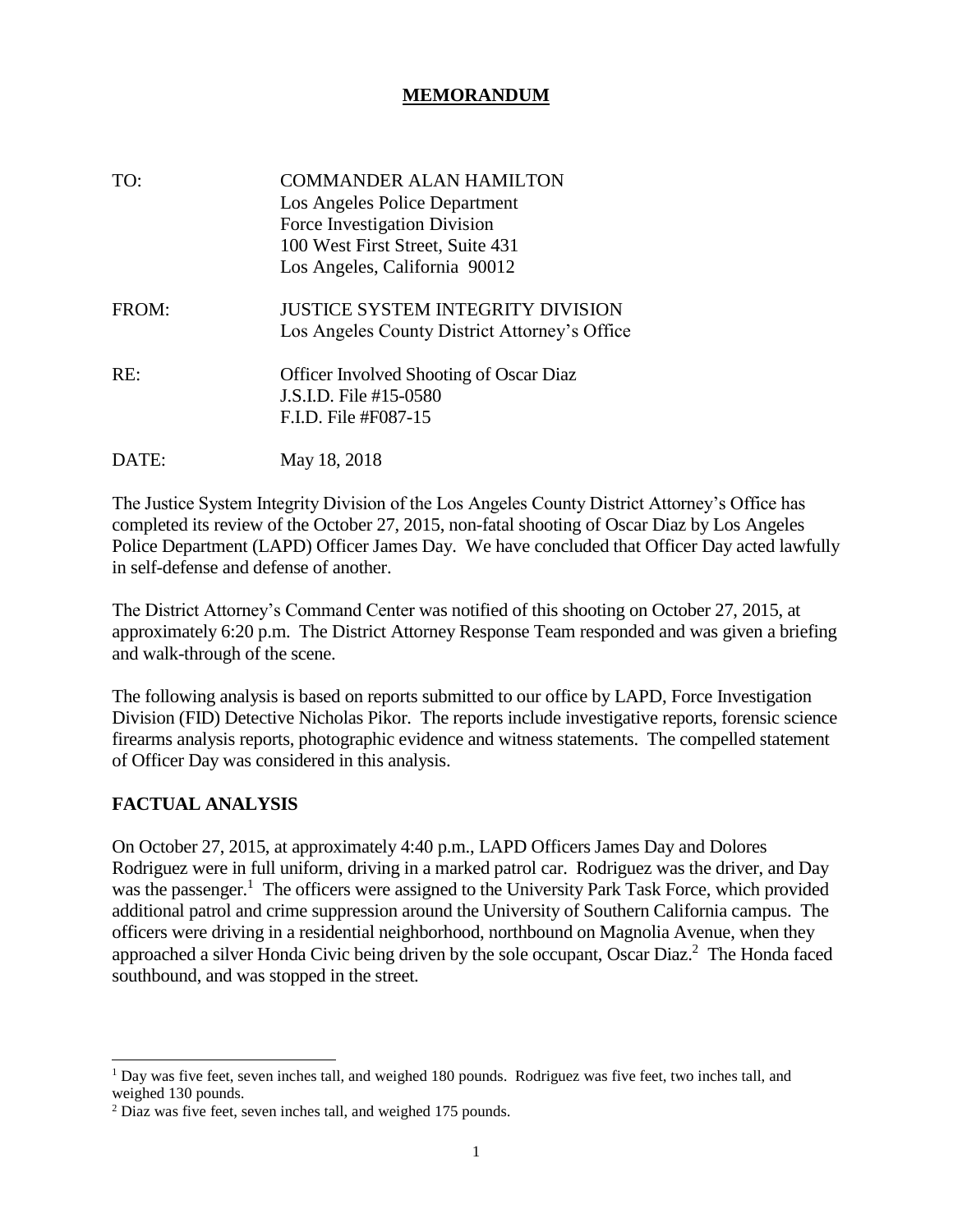# MEMORANDUM

TO: COMMANDER ALAN HAMILTON  
Los Angeles Police Department  
Force Investigation Division  
100 West First Street, Suite 431  
Los Angeles, California 90012

FROM: JUSTICE SYSTEM INTEGRITY DIVISION  
Los Angeles County District Attorney's Office

RE: Officer Involved Shooting of Oscar Diaz  
J.S.I.D. File #15-0580  
F.I.D. File #F087-15

DATE: May 18, 2018

The Justice System Integrity Division of the Los Angeles County District Attorney's Office has completed its review of the October 27, 2015, non-fatal shooting of Oscar Diaz by Los Angeles Police Department (LAPD) Officer James Day. We have concluded that Officer Day acted lawfully in self-defense and defense of another.

The District Attorney's Command Center was notified of this shooting on October 27, 2015, at approximately 6:20 p.m. The District Attorney Response Team responded and was given a briefing and walk-through of the scene.

The following analysis is based on reports submitted to our office by LAPD, Force Investigation Division (FID) Detective Nicholas Pikor. The reports include investigative reports, forensic science firearms analysis reports, photographic evidence and witness statements. The compelled statement of Officer Day was considered in this analysis.

## FACTUAL ANALYSIS

On October 27, 2015, at approximately 4:40 p.m., LAPD Officers James Day and Dolores Rodriguez were in full uniform, driving in a marked patrol car. Rodriguez was the driver, and Day was the passenger.[1] The officers were assigned to the University Park Task Force, which provided additional patrol and crime suppression around the University of Southern California campus. The officers were driving in a residential neighborhood, northbound on Magnolia Avenue, when they approached a silver Honda Civic being driven by the sole occupant, Oscar Diaz.[2] The Honda faced southbound, and was stopped in the street.

---

[1] Day was five feet, seven inches tall, and weighed 180 pounds. Rodriguez was five feet, two inches tall, and weighed 130 pounds.

[2] Diaz was five feet, seven inches tall, and weighed 175 pounds.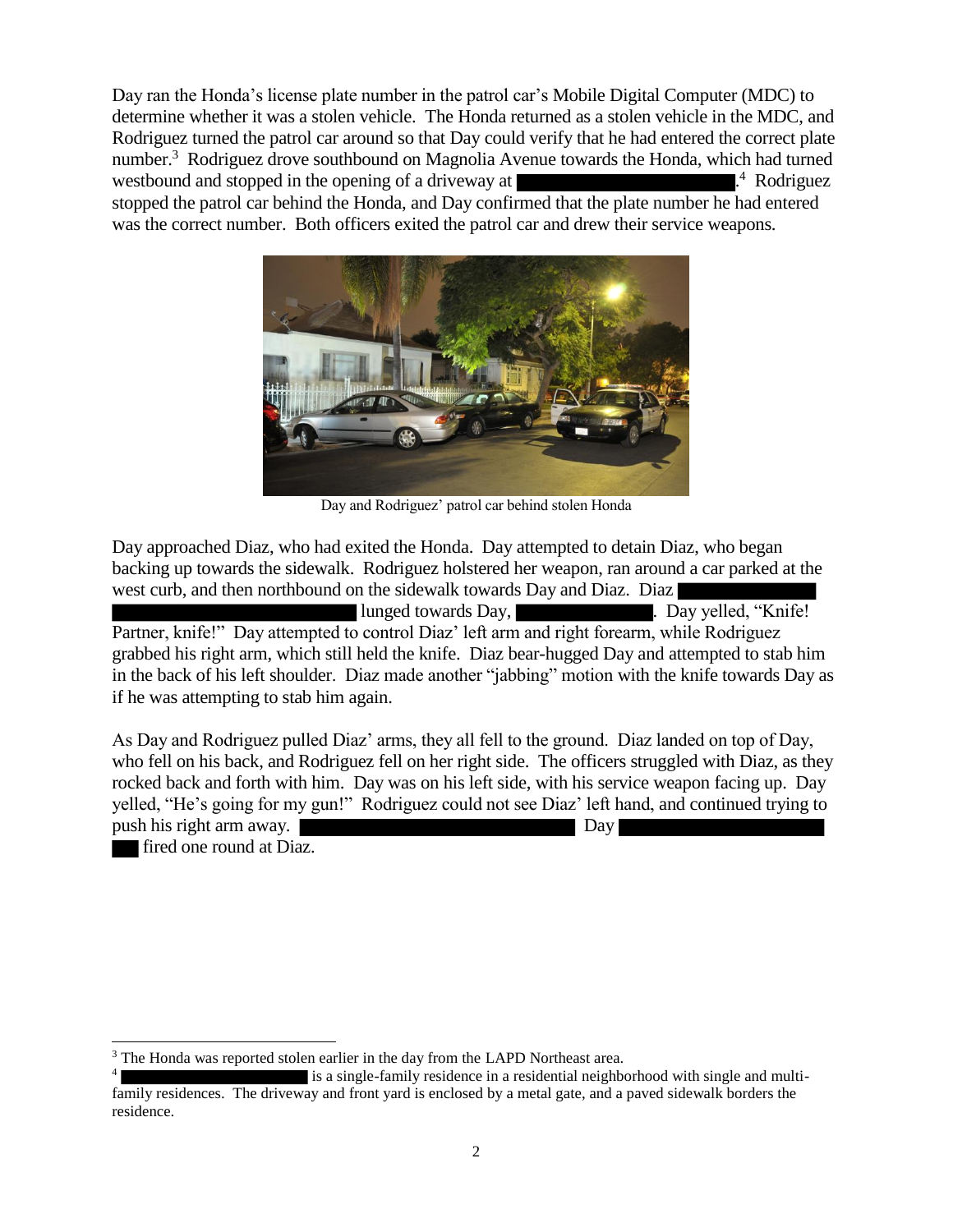Day ran the Honda's license plate number in the patrol car's Mobile Digital Computer (MDC) to determine whether it was a stolen vehicle. The Honda returned as a stolen vehicle in the MDC, and Rodriguez turned the patrol car around so that Day could verify that he had entered the correct plate number.[3] Rodriguez drove southbound on Magnolia Avenue towards the Honda, which had turned westbound and stopped in the opening of a driveway at ████████████.[4] Rodriguez stopped the patrol car behind the Honda, and Day confirmed that the plate number he had entered was the correct number. Both officers exited the patrol car and drew their service weapons.

Day and Rodriguez' patrol car behind stolen Honda

Day approached Diaz, who had exited the Honda. Day attempted to detain Diaz, who began backing up towards the sidewalk. Rodriguez holstered her weapon, ran around a car parked at the west curb, and then northbound on the sidewalk towards Day and Diaz. Diaz ████████ ████████████████ lunged towards Day, ████████. Day yelled, "Knife! Partner, knife!" Day attempted to control Diaz' left arm and right forearm, while Rodriguez grabbed his right arm, which still held the knife. Diaz bear-hugged Day and attempted to stab him in the back of his left shoulder. Diaz made another "jabbing" motion with the knife towards Day as if he was attempting to stab him again.

As Day and Rodriguez pulled Diaz' arms, they all fell to the ground. Diaz landed on top of Day, who fell on his back, and Rodriguez fell on her right side. The officers struggled with Diaz, as they rocked back and forth with him. Day was on his left side, with his service weapon facing up. Day yelled, "He's going for my gun!" Rodriguez could not see Diaz' left hand, and continued trying to push his right arm away. ████████████████ Day ████████████ ██ fired one round at Diaz.

---

[3] The Honda was reported stolen earlier in the day from the LAPD Northeast area.

[4] ████████████ is a single-family residence in a residential neighborhood with single and multi-family residences. The driveway and front yard is enclosed by a metal gate, and a paved sidewalk borders the residence.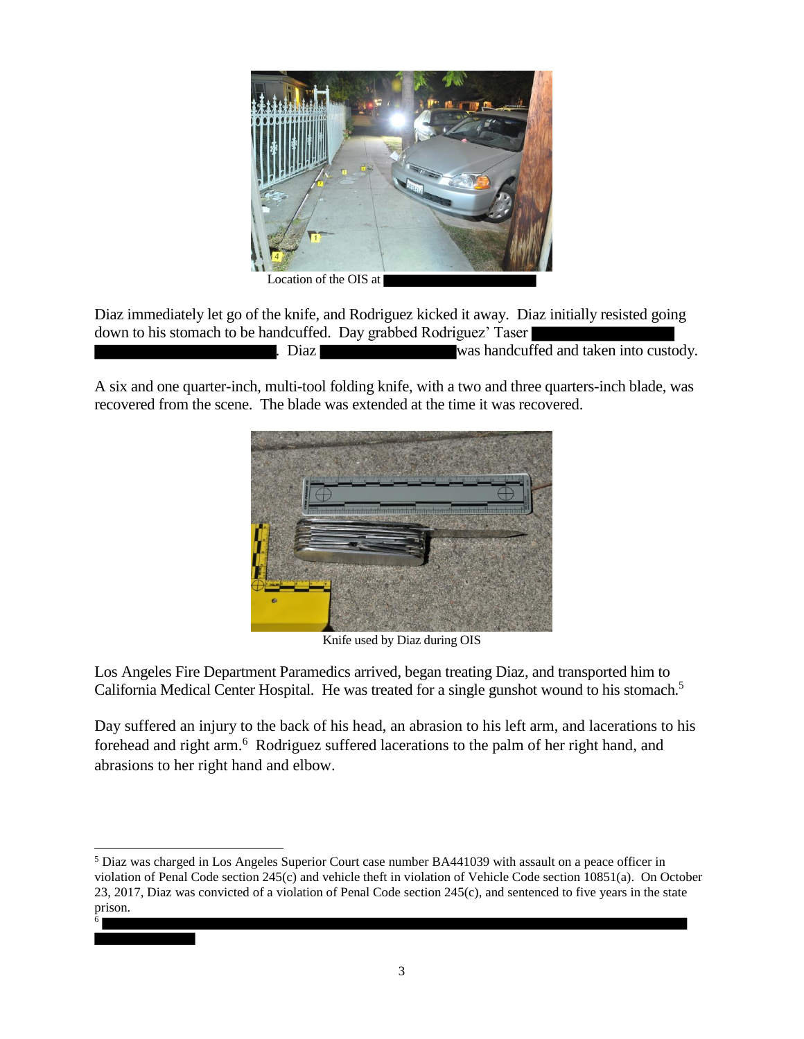Location of the OIS at

Diaz immediately let go of the knife, and Rodriguez kicked it away. Diaz initially resisted going down to his stomach to be handcuffed. Day grabbed Rodriguez' Taser . Diaz was handcuffed and taken into custody.

A six and one quarter-inch, multi-tool folding knife, with a two and three quarters-inch blade, was recovered from the scene. The blade was extended at the time it was recovered.

Knife used by Diaz during OIS

Los Angeles Fire Department Paramedics arrived, began treating Diaz, and transported him to California Medical Center Hospital. He was treated for a single gunshot wound to his stomach.[5]

Day suffered an injury to the back of his head, an abrasion to his left arm, and lacerations to his forehead and right arm.[6] Rodriguez suffered lacerations to the palm of her right hand, and abrasions to her right hand and elbow.

---

[5] Diaz was charged in Los Angeles Superior Court case number BA441039 with assault on a peace officer in violation of Penal Code section 245(c) and vehicle theft in violation of Vehicle Code section 10851(a). On October 23, 2017, Diaz was convicted of a violation of Penal Code section 245(c), and sentenced to five years in the state prison.

[6]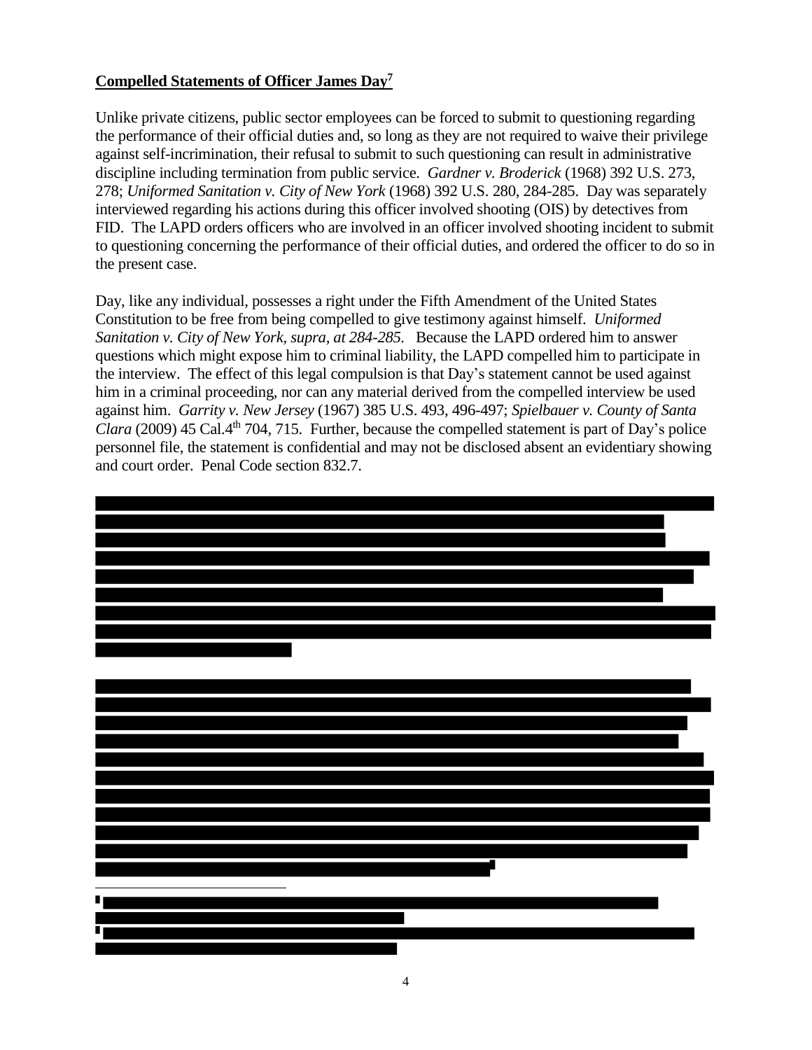**Compelled Statements of Officer James Day[7]**

Unlike private citizens, public sector employees can be forced to submit to questioning regarding the performance of their official duties and, so long as they are not required to waive their privilege against self-incrimination, their refusal to submit to such questioning can result in administrative discipline including termination from public service. *Gardner v. Broderick* (1968) 392 U.S. 273, 278; *Uniformed Sanitation v. City of New York* (1968) 392 U.S. 280, 284-285. Day was separately interviewed regarding his actions during this officer involved shooting (OIS) by detectives from FID. The LAPD orders officers who are involved in an officer involved shooting incident to submit to questioning concerning the performance of their official duties, and ordered the officer to do so in the present case.

Day, like any individual, possesses a right under the Fifth Amendment of the United States Constitution to be free from being compelled to give testimony against himself. *Uniformed Sanitation v. City of New York, supra, at 284-285.* Because the LAPD ordered him to answer questions which might expose him to criminal liability, the LAPD compelled him to participate in the interview. The effect of this legal compulsion is that Day's statement cannot be used against him in a criminal proceeding, nor can any material derived from the compelled interview be used against him. *Garrity v. New Jersey* (1967) 385 U.S. 493, 496-497; *Spielbauer v. County of Santa Clara* (2009) 45 Cal.4th 704, 715. Further, because the compelled statement is part of Day's police personnel file, the statement is confidential and may not be disclosed absent an evidentiary showing and court order. Penal Code section 832.7.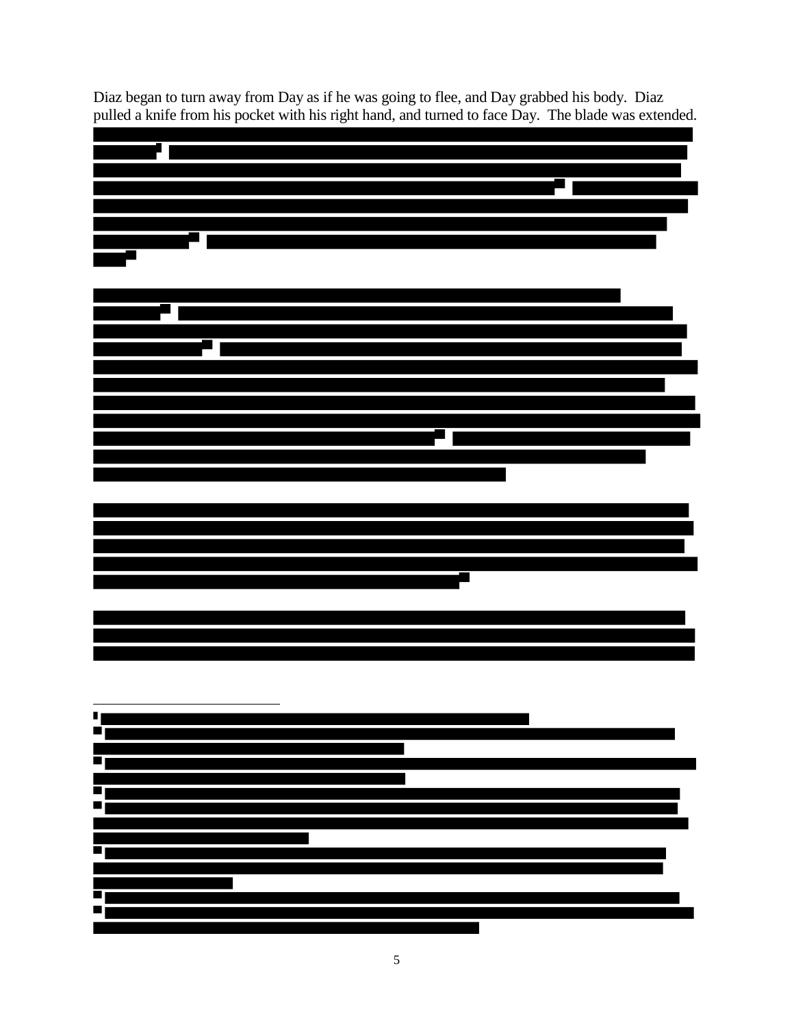Diaz began to turn away from Day as if he was going to flee, and Day grabbed his body. Diaz pulled a knife from his pocket with his right hand, and turned to face Day. The blade was extended.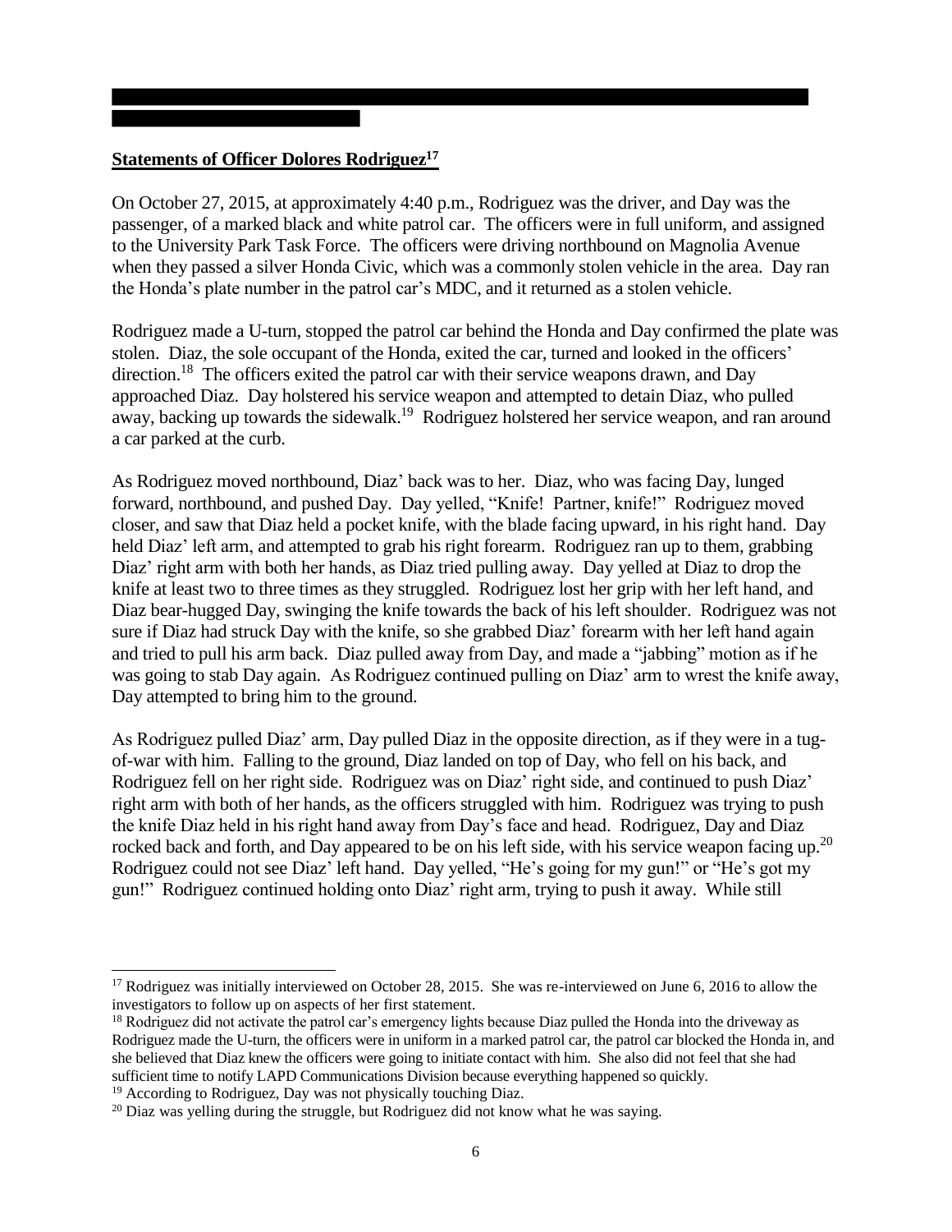**Statements of Officer Dolores Rodriguez[17]**

On October 27, 2015, at approximately 4:40 p.m., Rodriguez was the driver, and Day was the passenger, of a marked black and white patrol car. The officers were in full uniform, and assigned to the University Park Task Force. The officers were driving northbound on Magnolia Avenue when they passed a silver Honda Civic, which was a commonly stolen vehicle in the area. Day ran the Honda's plate number in the patrol car's MDC, and it returned as a stolen vehicle.

Rodriguez made a U-turn, stopped the patrol car behind the Honda and Day confirmed the plate was stolen. Diaz, the sole occupant of the Honda, exited the car, turned and looked in the officers' direction.[18] The officers exited the patrol car with their service weapons drawn, and Day approached Diaz. Day holstered his service weapon and attempted to detain Diaz, who pulled away, backing up towards the sidewalk.[19] Rodriguez holstered her service weapon, and ran around a car parked at the curb.

As Rodriguez moved northbound, Diaz' back was to her. Diaz, who was facing Day, lunged forward, northbound, and pushed Day. Day yelled, "Knife! Partner, knife!" Rodriguez moved closer, and saw that Diaz held a pocket knife, with the blade facing upward, in his right hand. Day held Diaz' left arm, and attempted to grab his right forearm. Rodriguez ran up to them, grabbing Diaz' right arm with both her hands, as Diaz tried pulling away. Day yelled at Diaz to drop the knife at least two to three times as they struggled. Rodriguez lost her grip with her left hand, and Diaz bear-hugged Day, swinging the knife towards the back of his left shoulder. Rodriguez was not sure if Diaz had struck Day with the knife, so she grabbed Diaz' forearm with her left hand again and tried to pull his arm back. Diaz pulled away from Day, and made a "jabbing" motion as if he was going to stab Day again. As Rodriguez continued pulling on Diaz' arm to wrest the knife away, Day attempted to bring him to the ground.

As Rodriguez pulled Diaz' arm, Day pulled Diaz in the opposite direction, as if they were in a tug-of-war with him. Falling to the ground, Diaz landed on top of Day, who fell on his back, and Rodriguez fell on her right side. Rodriguez was on Diaz' right side, and continued to push Diaz' right arm with both of her hands, as the officers struggled with him. Rodriguez was trying to push the knife Diaz held in his right hand away from Day's face and head. Rodriguez, Day and Diaz rocked back and forth, and Day appeared to be on his left side, with his service weapon facing up.[20] Rodriguez could not see Diaz' left hand. Day yelled, "He's going for my gun!" or "He's got my gun!" Rodriguez continued holding onto Diaz' right arm, trying to push it away. While still

---

[17] Rodriguez was initially interviewed on October 28, 2015. She was re-interviewed on June 6, 2016 to allow the investigators to follow up on aspects of her first statement.

[18] Rodriguez did not activate the patrol car's emergency lights because Diaz pulled the Honda into the driveway as Rodriguez made the U-turn, the officers were in uniform in a marked patrol car, the patrol car blocked the Honda in, and she believed that Diaz knew the officers were going to initiate contact with him. She also did not feel that she had sufficient time to notify LAPD Communications Division because everything happened so quickly.

[19] According to Rodriguez, Day was not physically touching Diaz.

[20] Diaz was yelling during the struggle, but Rodriguez did not know what he was saying.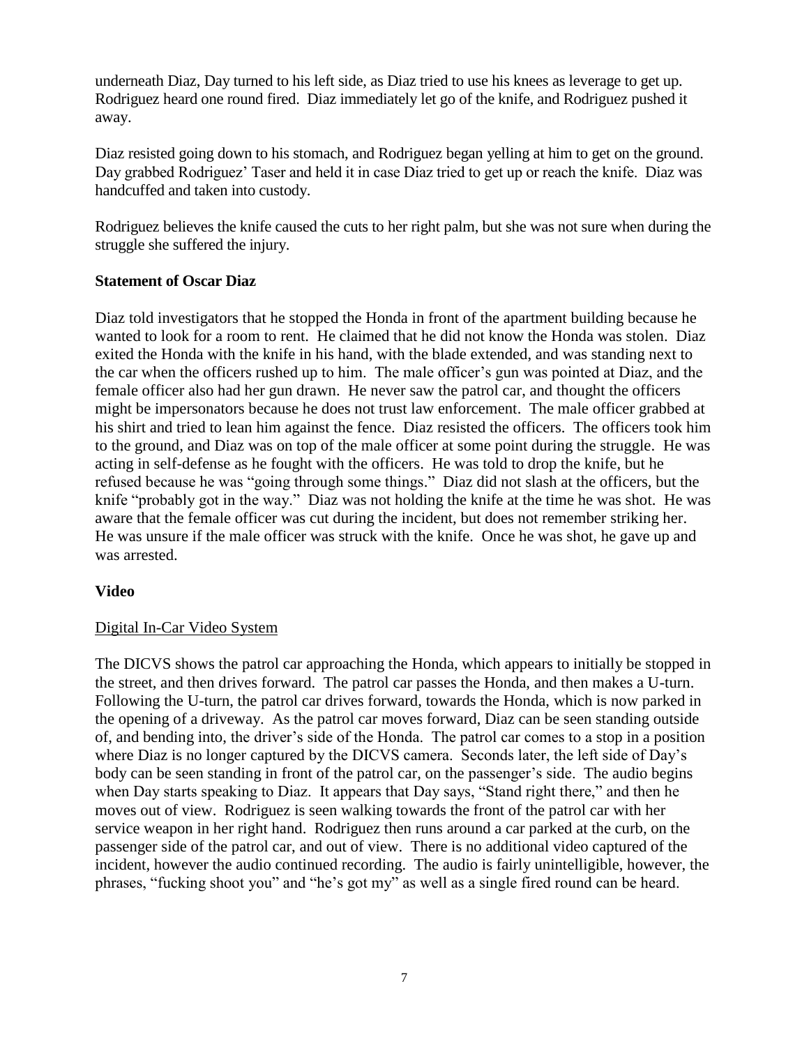underneath Diaz, Day turned to his left side, as Diaz tried to use his knees as leverage to get up. Rodriguez heard one round fired. Diaz immediately let go of the knife, and Rodriguez pushed it away.

Diaz resisted going down to his stomach, and Rodriguez began yelling at him to get on the ground. Day grabbed Rodriguez' Taser and held it in case Diaz tried to get up or reach the knife. Diaz was handcuffed and taken into custody.

Rodriguez believes the knife caused the cuts to her right palm, but she was not sure when during the struggle she suffered the injury.

**Statement of Oscar Diaz**

Diaz told investigators that he stopped the Honda in front of the apartment building because he wanted to look for a room to rent. He claimed that he did not know the Honda was stolen. Diaz exited the Honda with the knife in his hand, with the blade extended, and was standing next to the car when the officers rushed up to him. The male officer's gun was pointed at Diaz, and the female officer also had her gun drawn. He never saw the patrol car, and thought the officers might be impersonators because he does not trust law enforcement. The male officer grabbed at his shirt and tried to lean him against the fence. Diaz resisted the officers. The officers took him to the ground, and Diaz was on top of the male officer at some point during the struggle. He was acting in self-defense as he fought with the officers. He was told to drop the knife, but he refused because he was "going through some things." Diaz did not slash at the officers, but the knife "probably got in the way." Diaz was not holding the knife at the time he was shot. He was aware that the female officer was cut during the incident, but does not remember striking her. He was unsure if the male officer was struck with the knife. Once he was shot, he gave up and was arrested.

**Video**

<u>Digital In-Car Video System</u>

The DICVS shows the patrol car approaching the Honda, which appears to initially be stopped in the street, and then drives forward. The patrol car passes the Honda, and then makes a U-turn. Following the U-turn, the patrol car drives forward, towards the Honda, which is now parked in the opening of a driveway. As the patrol car moves forward, Diaz can be seen standing outside of, and bending into, the driver's side of the Honda. The patrol car comes to a stop in a position where Diaz is no longer captured by the DICVS camera. Seconds later, the left side of Day's body can be seen standing in front of the patrol car, on the passenger's side. The audio begins when Day starts speaking to Diaz. It appears that Day says, "Stand right there," and then he moves out of view. Rodriguez is seen walking towards the front of the patrol car with her service weapon in her right hand. Rodriguez then runs around a car parked at the curb, on the passenger side of the patrol car, and out of view. There is no additional video captured of the incident, however the audio continued recording. The audio is fairly unintelligible, however, the phrases, "fucking shoot you" and "he's got my" as well as a single fired round can be heard.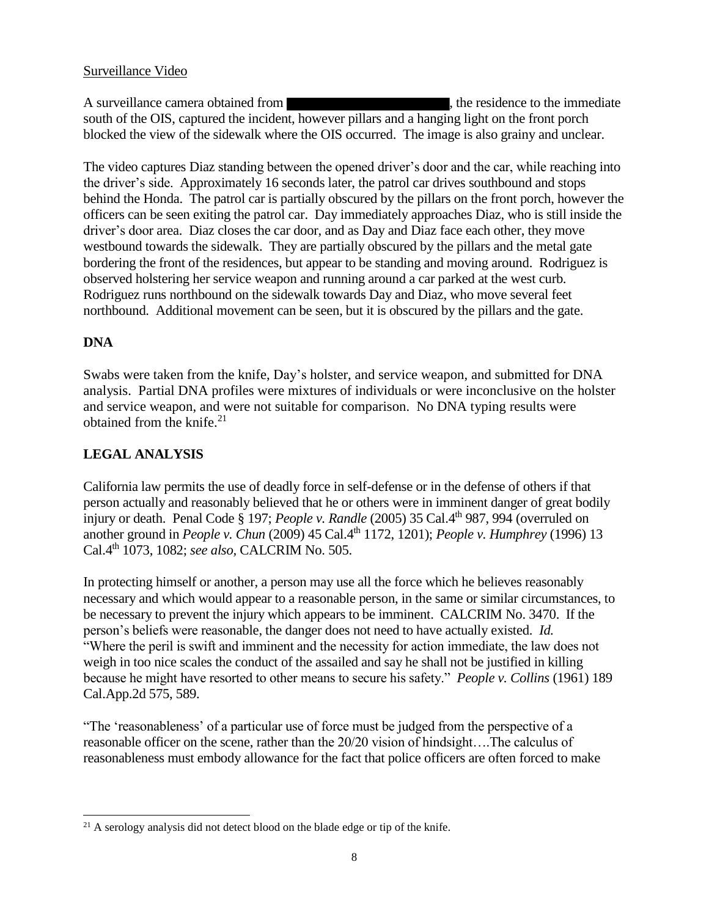Surveillance Video

A surveillance camera obtained from ██████████████████, the residence to the immediate south of the OIS, captured the incident, however pillars and a hanging light on the front porch blocked the view of the sidewalk where the OIS occurred. The image is also grainy and unclear.

The video captures Diaz standing between the opened driver's door and the car, while reaching into the driver's side. Approximately 16 seconds later, the patrol car drives southbound and stops behind the Honda. The patrol car is partially obscured by the pillars on the front porch, however the officers can be seen exiting the patrol car. Day immediately approaches Diaz, who is still inside the driver's door area. Diaz closes the car door, and as Day and Diaz face each other, they move westbound towards the sidewalk. They are partially obscured by the pillars and the metal gate bordering the front of the residences, but appear to be standing and moving around. Rodriguez is observed holstering her service weapon and running around a car parked at the west curb. Rodriguez runs northbound on the sidewalk towards Day and Diaz, who move several feet northbound. Additional movement can be seen, but it is obscured by the pillars and the gate.

## DNA

Swabs were taken from the knife, Day's holster, and service weapon, and submitted for DNA analysis. Partial DNA profiles were mixtures of individuals or were inconclusive on the holster and service weapon, and were not suitable for comparison. No DNA typing results were obtained from the knife.[21]

## LEGAL ANALYSIS

California law permits the use of deadly force in self-defense or in the defense of others if that person actually and reasonably believed that he or others were in imminent danger of great bodily injury or death. Penal Code § 197; *People v. Randle* (2005) 35 Cal.4th 987, 994 (overruled on another ground in *People v. Chun* (2009) 45 Cal.4th 1172, 1201); *People v. Humphrey* (1996) 13 Cal.4th 1073, 1082; *see also*, CALCRIM No. 505.

In protecting himself or another, a person may use all the force which he believes reasonably necessary and which would appear to a reasonable person, in the same or similar circumstances, to be necessary to prevent the injury which appears to be imminent. CALCRIM No. 3470. If the person's beliefs were reasonable, the danger does not need to have actually existed. *Id.* "Where the peril is swift and imminent and the necessity for action immediate, the law does not weigh in too nice scales the conduct of the assailed and say he shall not be justified in killing because he might have resorted to other means to secure his safety." *People v. Collins* (1961) 189 Cal.App.2d 575, 589.

"The 'reasonableness' of a particular use of force must be judged from the perspective of a reasonable officer on the scene, rather than the 20/20 vision of hindsight….The calculus of reasonableness must embody allowance for the fact that police officers are often forced to make

[21] A serology analysis did not detect blood on the blade edge or tip of the knife.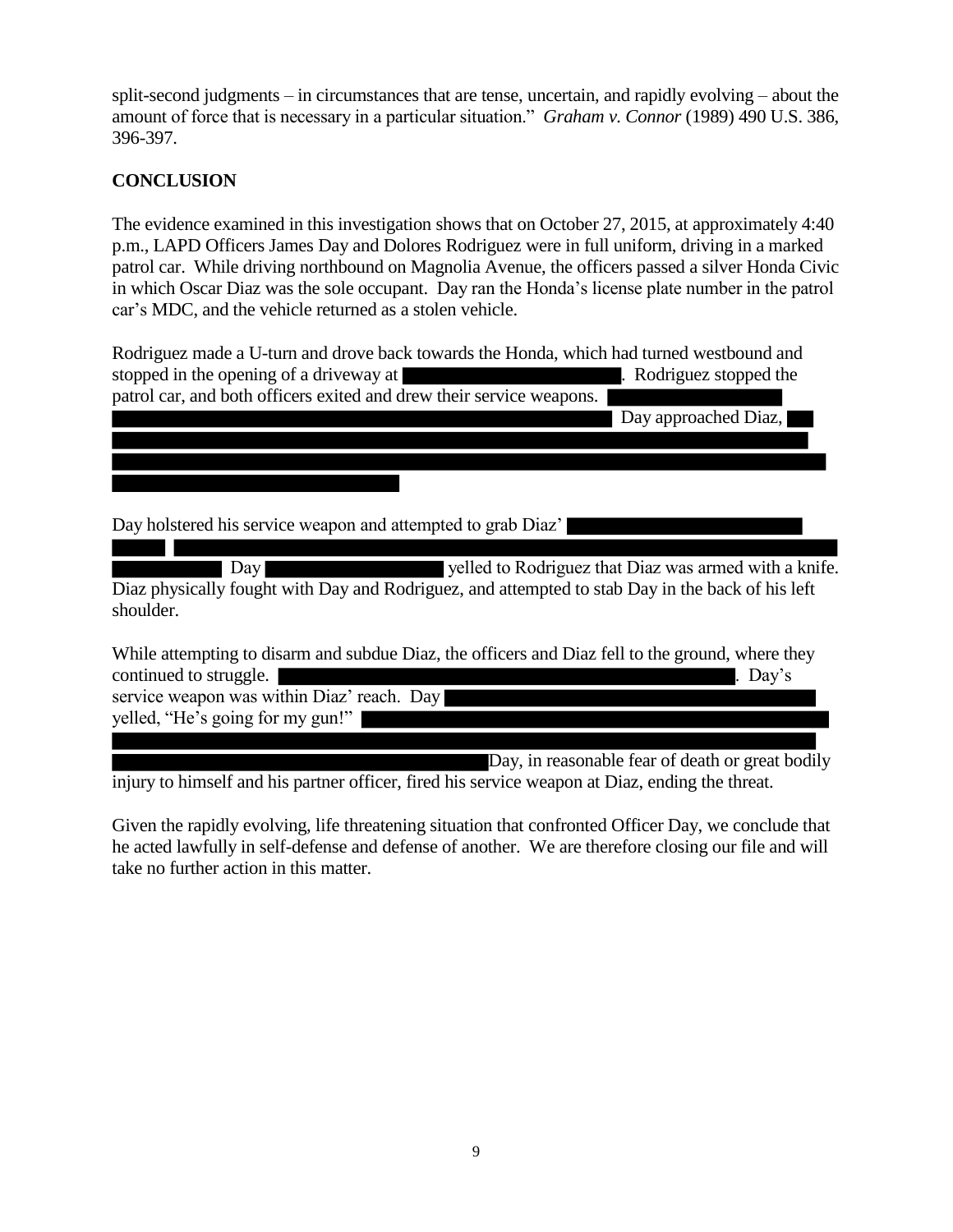split-second judgments – in circumstances that are tense, uncertain, and rapidly evolving – about the amount of force that is necessary in a particular situation." *Graham v. Connor* (1989) 490 U.S. 386, 396-397.

## CONCLUSION

The evidence examined in this investigation shows that on October 27, 2015, at approximately 4:40 p.m., LAPD Officers James Day and Dolores Rodriguez were in full uniform, driving in a marked patrol car. While driving northbound on Magnolia Avenue, the officers passed a silver Honda Civic in which Oscar Diaz was the sole occupant. Day ran the Honda's license plate number in the patrol car's MDC, and the vehicle returned as a stolen vehicle.

Rodriguez made a U-turn and drove back towards the Honda, which had turned westbound and stopped in the opening of a driveway at [REDACTED]. Rodriguez stopped the patrol car, and both officers exited and drew their service weapons. [REDACTED] Day approached Diaz, [REDACTED]

Day holstered his service weapon and attempted to grab Diaz' [REDACTED] Day [REDACTED] yelled to Rodriguez that Diaz was armed with a knife. Diaz physically fought with Day and Rodriguez, and attempted to stab Day in the back of his left shoulder.

While attempting to disarm and subdue Diaz, the officers and Diaz fell to the ground, where they continued to struggle. [REDACTED]. Day's service weapon was within Diaz' reach. Day [REDACTED] yelled, "He's going for my gun!" [REDACTED] Day, in reasonable fear of death or great bodily injury to himself and his partner officer, fired his service weapon at Diaz, ending the threat.

Given the rapidly evolving, life threatening situation that confronted Officer Day, we conclude that he acted lawfully in self-defense and defense of another. We are therefore closing our file and will take no further action in this matter.